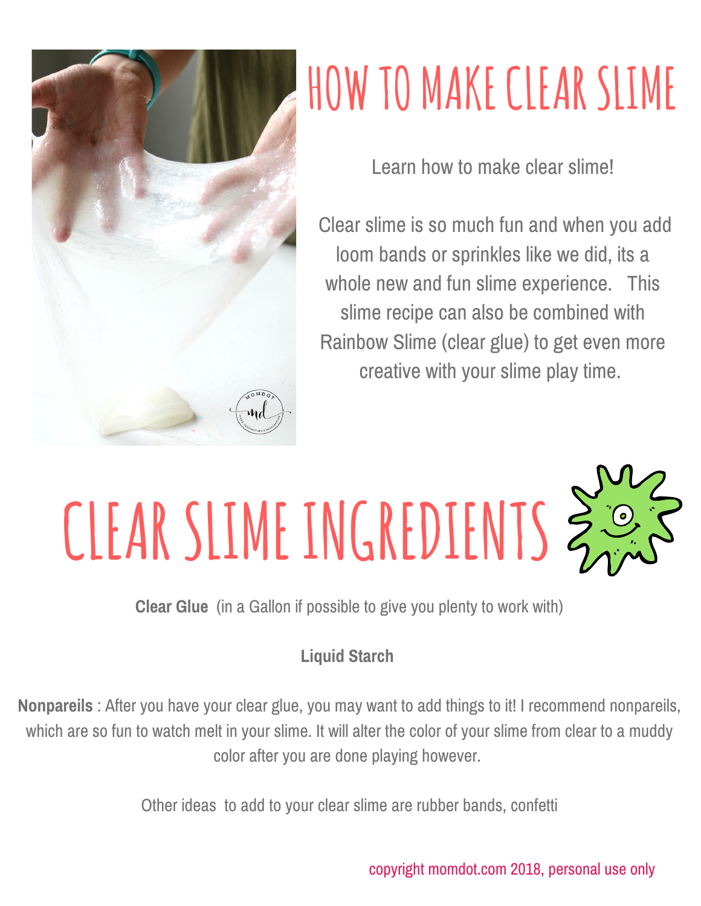# HOW TO MAKE CLEAR SLIME

Learn how to make clear slime!

Clear slime is so much fun and when you add loom bands or sprinkles like we did, its a whole new and fun slime experience. This slime recipe can also be combined with Rainbow Slime (clear glue) to get even more creative with your slime play time.

# CLEAR SLIME INGREDIENTS

**Clear Glue** (in a Gallon if possible to give you plenty to work with)

**Liquid Starch**

**Nonpareils** : After you have your clear glue, you may want to add things to it! I recommend nonpareils, which are so fun to watch melt in your slime. It will alter the color of your slime from clear to a muddy color after you are done playing however.

Other ideas to add to your clear slime are rubber bands, confetti

copyright momdot.com 2018, personal use only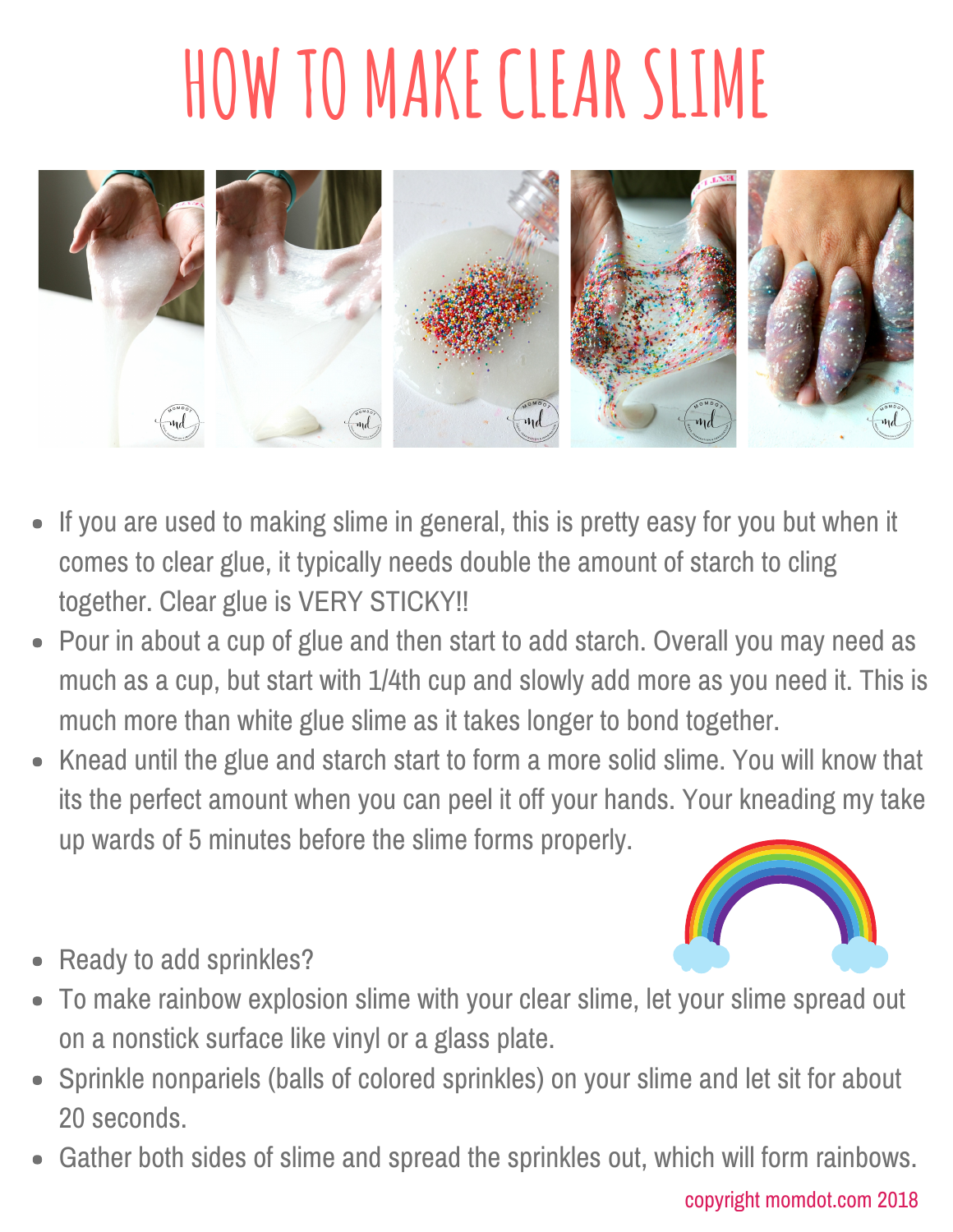# HOW TO MAKE CLEAR SLIME

- If you are used to making slime in general, this is pretty easy for you but when it comes to clear glue, it typically needs double the amount of starch to cling together. Clear glue is VERY STICKY!!
- Pour in about a cup of glue and then start to add starch. Overall you may need as much as a cup, but start with 1/4th cup and slowly add more as you need it. This is much more than white glue slime as it takes longer to bond together.
- Knead until the glue and starch start to form a more solid slime. You will know that its the perfect amount when you can peel it off your hands. Your kneading my take up wards of 5 minutes before the slime forms properly.

- Ready to add sprinkles?
- To make rainbow explosion slime with your clear slime, let your slime spread out on a nonstick surface like vinyl or a glass plate.
- Sprinkle nonpariels (balls of colored sprinkles) on your slime and let sit for about 20 seconds.
- Gather both sides of slime and spread the sprinkles out, which will form rainbows.

copyright momdot.com 2018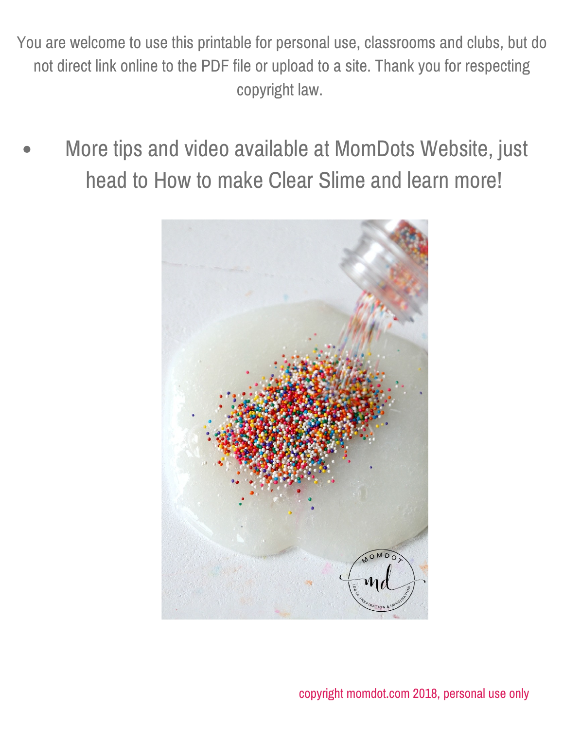You are welcome to use this printable for personal use, classrooms and clubs, but do not direct link online to the PDF file or upload to a site. Thank you for respecting copyright law.

- More tips and video available at MomDots Website, just head to How to make Clear Slime and learn more!

copyright momdot.com 2018, personal use only